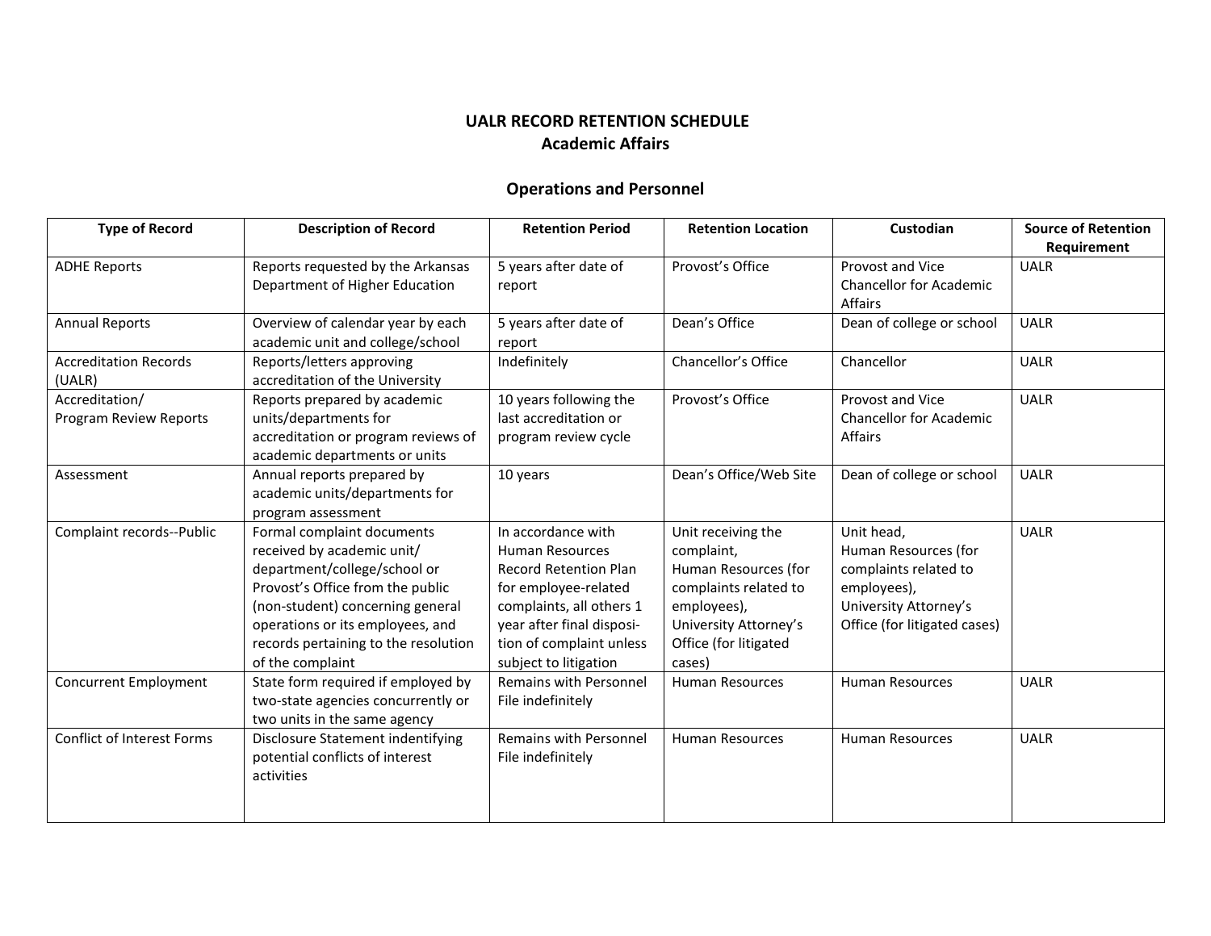# UALR RECORD RETENTION SCHEDULE
## Academic Affairs

### Operations and Personnel

| Type of Record | Description of Record | Retention Period | Retention Location | Custodian | Source of Retention Requirement |
|---|---|---|---|---|---|
| ADHE Reports | Reports requested by the Arkansas Department of Higher Education | 5 years after date of report | Provost's Office | Provost and Vice Chancellor for Academic Affairs | UALR |
| Annual Reports | Overview of calendar year by each academic unit and college/school | 5 years after date of report | Dean's Office | Dean of college or school | UALR |
| Accreditation Records (UALR) | Reports/letters approving accreditation of the University | Indefinitely | Chancellor's Office | Chancellor | UALR |
| Accreditation/ Program Review Reports | Reports prepared by academic units/departments for accreditation or program reviews of academic departments or units | 10 years following the last accreditation or program review cycle | Provost's Office | Provost and Vice Chancellor for Academic Affairs | UALR |
| Assessment | Annual reports prepared by academic units/departments for program assessment | 10 years | Dean's Office/Web Site | Dean of college or school | UALR |
| Complaint records--Public | Formal complaint documents received by academic unit/ department/college/school or Provost's Office from the public (non-student) concerning general operations or its employees, and records pertaining to the resolution of the complaint | In accordance with Human Resources Record Retention Plan for employee-related complaints, all others 1 year after final disposition of complaint unless subject to litigation | Unit receiving the complaint, Human Resources (for complaints related to employees), University Attorney's Office (for litigated cases) | Unit head, Human Resources (for complaints related to employees), University Attorney's Office (for litigated cases) | UALR |
| Concurrent Employment | State form required if employed by two-state agencies concurrently or two units in the same agency | Remains with Personnel File indefinitely | Human Resources | Human Resources | UALR |
| Conflict of Interest Forms | Disclosure Statement indentifying potential conflicts of interest activities | Remains with Personnel File indefinitely | Human Resources | Human Resources | UALR |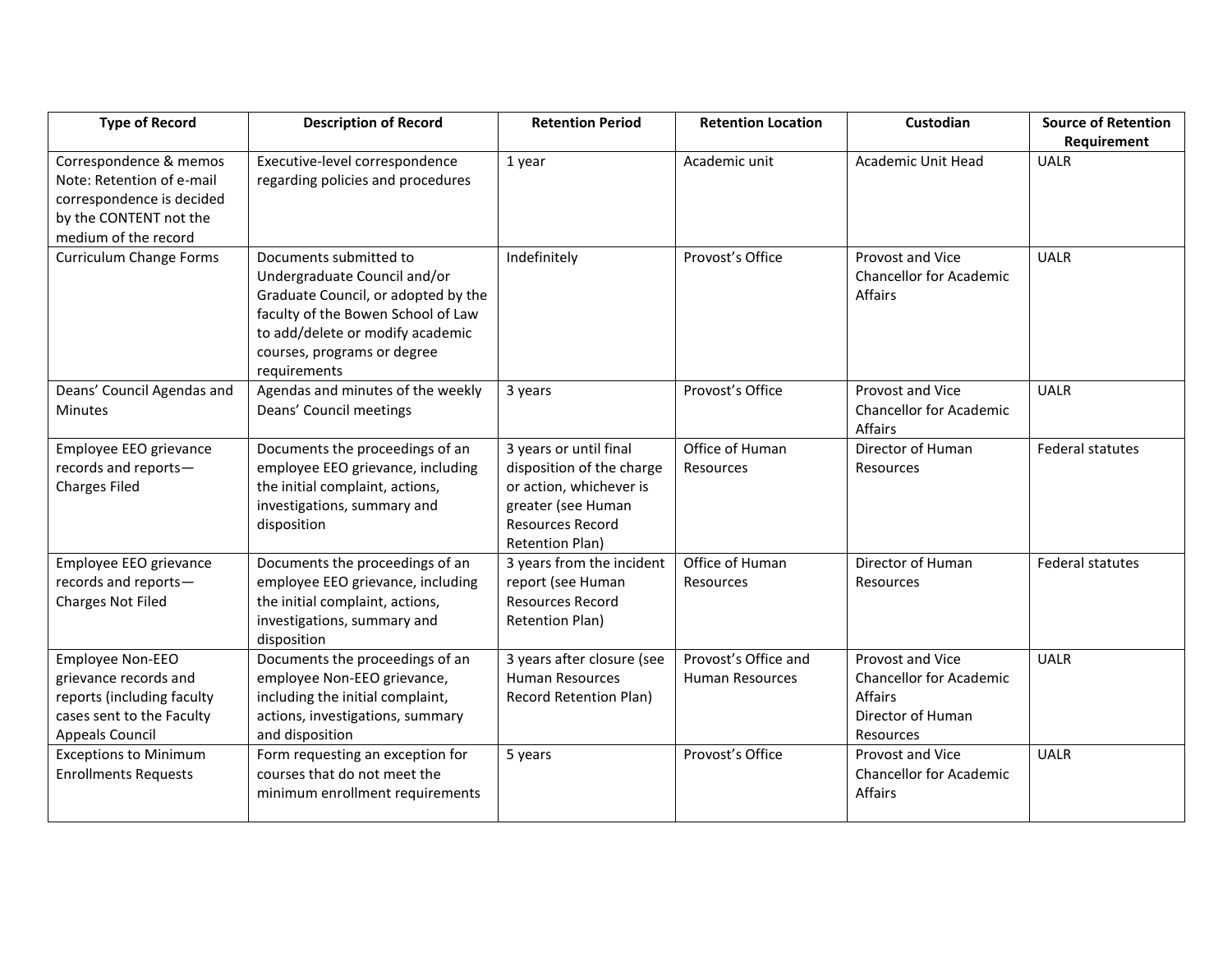| Type of Record | Description of Record | Retention Period | Retention Location | Custodian | Source of Retention Requirement |
|---|---|---|---|---|---|
| Correspondence & memos Note: Retention of e-mail correspondence is decided by the CONTENT not the medium of the record | Executive-level correspondence regarding policies and procedures | 1 year | Academic unit | Academic Unit Head | UALR |
| Curriculum Change Forms | Documents submitted to Undergraduate Council and/or Graduate Council, or adopted by the faculty of the Bowen School of Law to add/delete or modify academic courses, programs or degree requirements | Indefinitely | Provost's Office | Provost and Vice Chancellor for Academic Affairs | UALR |
| Deans' Council Agendas and Minutes | Agendas and minutes of the weekly Deans' Council meetings | 3 years | Provost's Office | Provost and Vice Chancellor for Academic Affairs | UALR |
| Employee EEO grievance records and reports—Charges Filed | Documents the proceedings of an employee EEO grievance, including the initial complaint, actions, investigations, summary and disposition | 3 years or until final disposition of the charge or action, whichever is greater (see Human Resources Record Retention Plan) | Office of Human Resources | Director of Human Resources | Federal statutes |
| Employee EEO grievance records and reports—Charges Not Filed | Documents the proceedings of an employee EEO grievance, including the initial complaint, actions, investigations, summary and disposition | 3 years from the incident report (see Human Resources Record Retention Plan) | Office of Human Resources | Director of Human Resources | Federal statutes |
| Employee Non-EEO grievance records and reports (including faculty cases sent to the Faculty Appeals Council | Documents the proceedings of an employee Non-EEO grievance, including the initial complaint, actions, investigations, summary and disposition | 3 years after closure (see Human Resources Record Retention Plan) | Provost's Office and Human Resources | Provost and Vice Chancellor for Academic Affairs Director of Human Resources | UALR |
| Exceptions to Minimum Enrollments Requests | Form requesting an exception for courses that do not meet the minimum enrollment requirements | 5 years | Provost's Office | Provost and Vice Chancellor for Academic Affairs | UALR |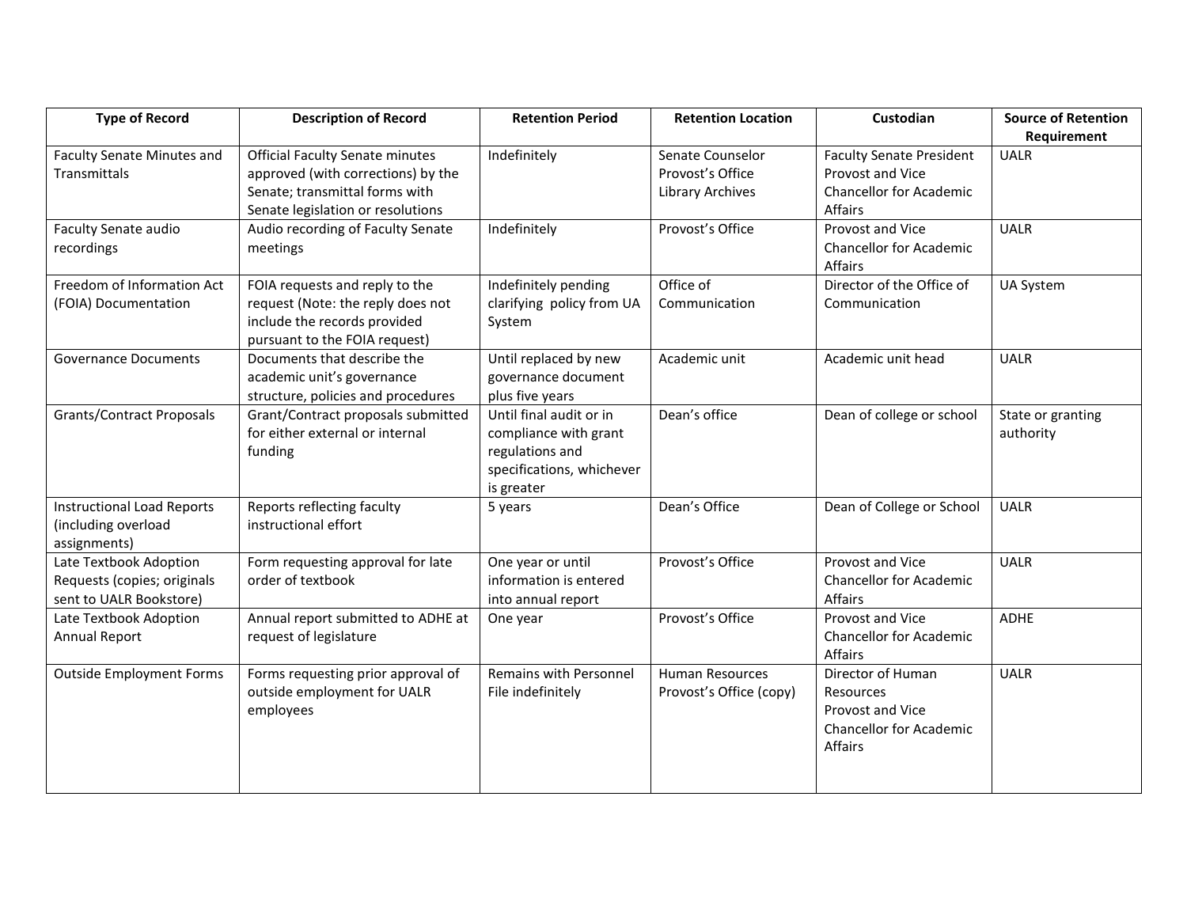| Type of Record | Description of Record | Retention Period | Retention Location | Custodian | Source of Retention Requirement |
|---|---|---|---|---|---|
| Faculty Senate Minutes and Transmittals | Official Faculty Senate minutes approved (with corrections) by the Senate; transmittal forms with Senate legislation or resolutions | Indefinitely | Senate Counselor<br>Provost's Office<br>Library Archives | Faculty Senate President<br>Provost and Vice Chancellor for Academic Affairs | UALR |
| Faculty Senate audio recordings | Audio recording of Faculty Senate meetings | Indefinitely | Provost's Office | Provost and Vice Chancellor for Academic Affairs | UALR |
| Freedom of Information Act (FOIA) Documentation | FOIA requests and reply to the request (Note: the reply does not include the records provided pursuant to the FOIA request) | Indefinitely pending clarifying policy from UA System | Office of Communication | Director of the Office of Communication | UA System |
| Governance Documents | Documents that describe the academic unit's governance structure, policies and procedures | Until replaced by new governance document plus five years | Academic unit | Academic unit head | UALR |
| Grants/Contract Proposals | Grant/Contract proposals submitted for either external or internal funding | Until final audit or in compliance with grant regulations and specifications, whichever is greater | Dean's office | Dean of college or school | State or granting authority |
| Instructional Load Reports (including overload assignments) | Reports reflecting faculty instructional effort | 5 years | Dean's Office | Dean of College or School | UALR |
| Late Textbook Adoption Requests (copies; originals sent to UALR Bookstore) | Form requesting approval for late order of textbook | One year or until information is entered into annual report | Provost's Office | Provost and Vice Chancellor for Academic Affairs | UALR |
| Late Textbook Adoption Annual Report | Annual report submitted to ADHE at request of legislature | One year | Provost's Office | Provost and Vice Chancellor for Academic Affairs | ADHE |
| Outside Employment Forms | Forms requesting prior approval of outside employment for UALR employees | Remains with Personnel File indefinitely | Human Resources<br>Provost's Office (copy) | Director of Human Resources<br>Provost and Vice Chancellor for Academic Affairs | UALR |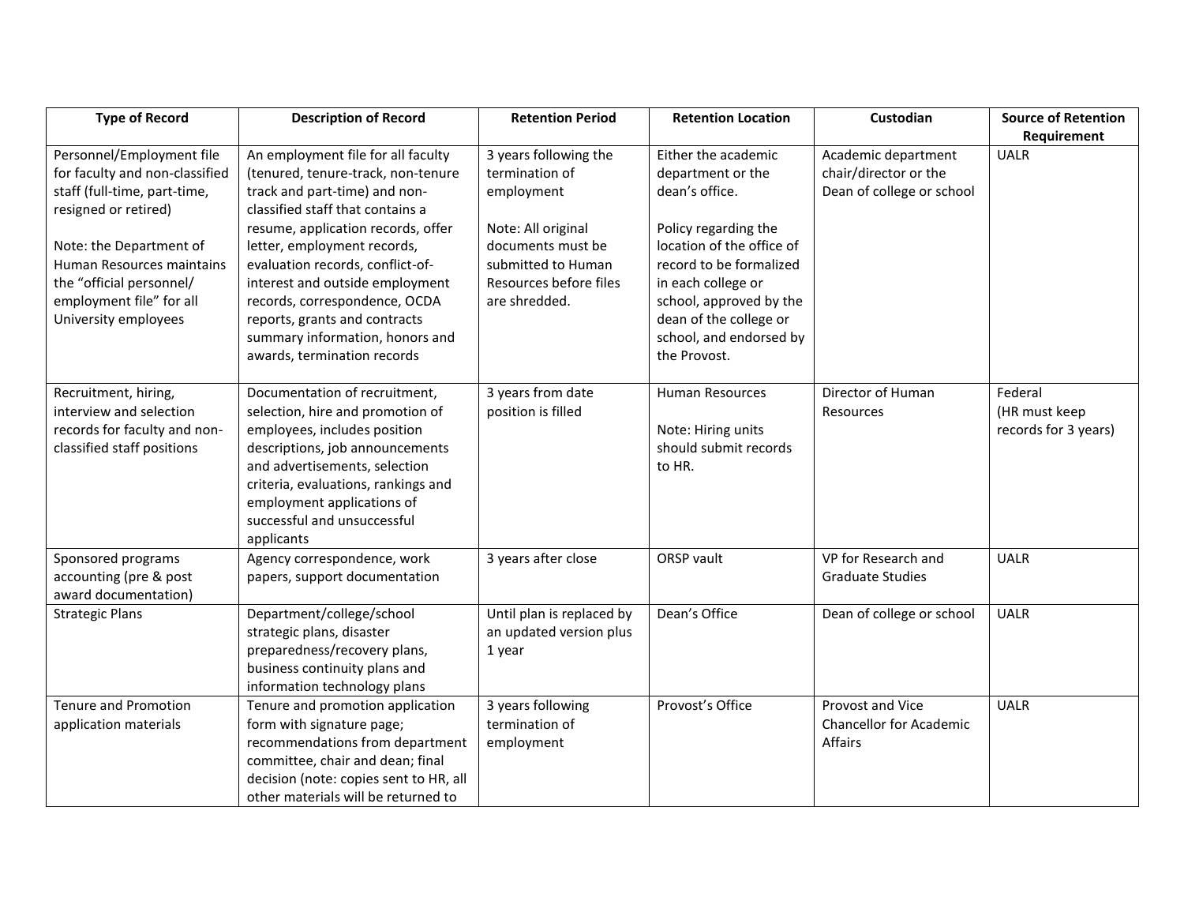| Type of Record | Description of Record | Retention Period | Retention Location | Custodian | Source of Retention Requirement |
|---|---|---|---|---|---|
| Personnel/Employment file for faculty and non-classified staff (full-time, part-time, resigned or retired)<br><br>Note: the Department of Human Resources maintains the "official personnel/ employment file" for all University employees | An employment file for all faculty (tenured, tenure-track, non-tenure track and part-time) and non-classified staff that contains a resume, application records, offer letter, employment records, evaluation records, conflict-of-interest and outside employment records, correspondence, OCDA reports, grants and contracts summary information, honors and awards, termination records | 3 years following the termination of employment<br><br>Note: All original documents must be submitted to Human Resources before files are shredded. | Either the academic department or the dean's office.<br><br>Policy regarding the location of the office of record to be formalized in each college or school, approved by the dean of the college or school, and endorsed by the Provost. | Academic department chair/director or the Dean of college or school | UALR |
| Recruitment, hiring, interview and selection records for faculty and non-classified staff positions | Documentation of recruitment, selection, hire and promotion of employees, includes position descriptions, job announcements and advertisements, selection criteria, evaluations, rankings and employment applications of successful and unsuccessful applicants | 3 years from date position is filled | Human Resources<br><br>Note: Hiring units should submit records to HR. | Director of Human Resources | Federal (HR must keep records for 3 years) |
| Sponsored programs accounting (pre & post award documentation) | Agency correspondence, work papers, support documentation | 3 years after close | ORSP vault | VP for Research and Graduate Studies | UALR |
| Strategic Plans | Department/college/school strategic plans, disaster preparedness/recovery plans, business continuity plans and information technology plans | Until plan is replaced by an updated version plus 1 year | Dean's Office | Dean of college or school | UALR |
| Tenure and Promotion application materials | Tenure and promotion application form with signature page; recommendations from department committee, chair and dean; final decision (note: copies sent to HR, all other materials will be returned to | 3 years following termination of employment | Provost's Office | Provost and Vice Chancellor for Academic Affairs | UALR |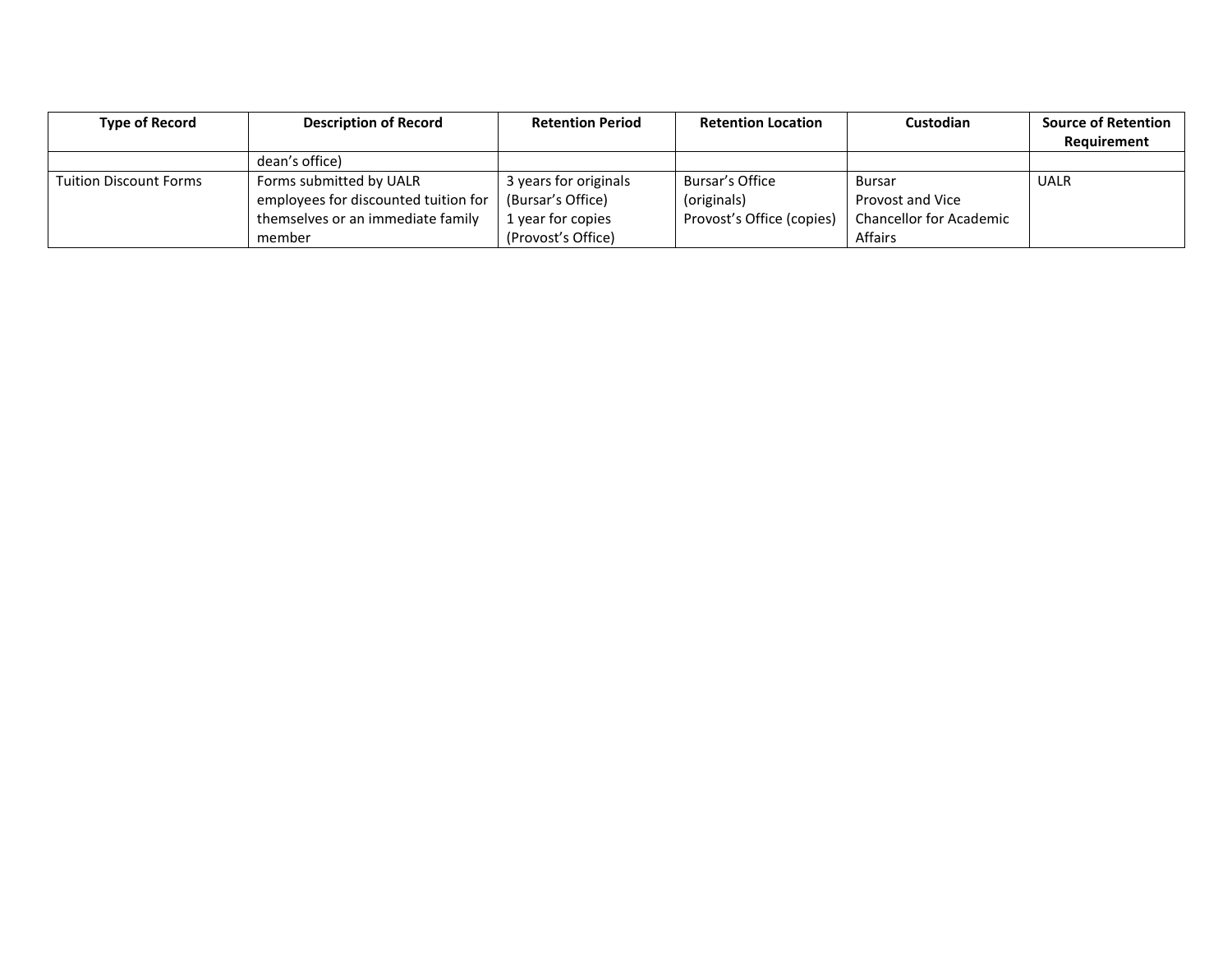| Type of Record | Description of Record | Retention Period | Retention Location | Custodian | Source of Retention Requirement |
|---|---|---|---|---|---|
| | dean's office) | | | | |
| Tuition Discount Forms | Forms submitted by UALR employees for discounted tuition for themselves or an immediate family member | 3 years for originals (Bursar's Office)<br>1 year for copies (Provost's Office) | Bursar's Office (originals)<br>Provost's Office (copies) | Bursar<br>Provost and Vice Chancellor for Academic Affairs | UALR |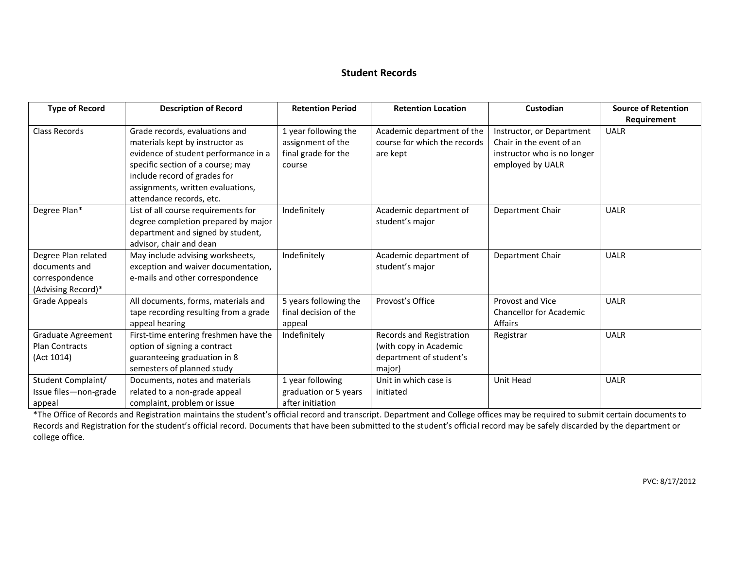## Student Records

| Type of Record | Description of Record | Retention Period | Retention Location | Custodian | Source of Retention Requirement |
|---|---|---|---|---|---|
| Class Records | Grade records, evaluations and materials kept by instructor as evidence of student performance in a specific section of a course; may include record of grades for assignments, written evaluations, attendance records, etc. | 1 year following the assignment of the final grade for the course | Academic department of the course for which the records are kept | Instructor, or Department Chair in the event of an instructor who is no longer employed by UALR | UALR |
| Degree Plan* | List of all course requirements for degree completion prepared by major department and signed by student, advisor, chair and dean | Indefinitely | Academic department of student's major | Department Chair | UALR |
| Degree Plan related documents and correspondence (Advising Record)* | May include advising worksheets, exception and waiver documentation, e-mails and other correspondence | Indefinitely | Academic department of student's major | Department Chair | UALR |
| Grade Appeals | All documents, forms, materials and tape recording resulting from a grade appeal hearing | 5 years following the final decision of the appeal | Provost's Office | Provost and Vice Chancellor for Academic Affairs | UALR |
| Graduate Agreement Plan Contracts (Act 1014) | First-time entering freshmen have the option of signing a contract guaranteeing graduation in 8 semesters of planned study | Indefinitely | Records and Registration (with copy in Academic department of student's major) | Registrar | UALR |
| Student Complaint/ Issue files—non-grade appeal | Documents, notes and materials related to a non-grade appeal complaint, problem or issue | 1 year following graduation or 5 years after initiation | Unit in which case is initiated | Unit Head | UALR |

*The Office of Records and Registration maintains the student's official record and transcript. Department and College offices may be required to submit certain documents to Records and Registration for the student's official record. Documents that have been submitted to the student's official record may be safely discarded by the department or college office.

PVC: 8/17/2012